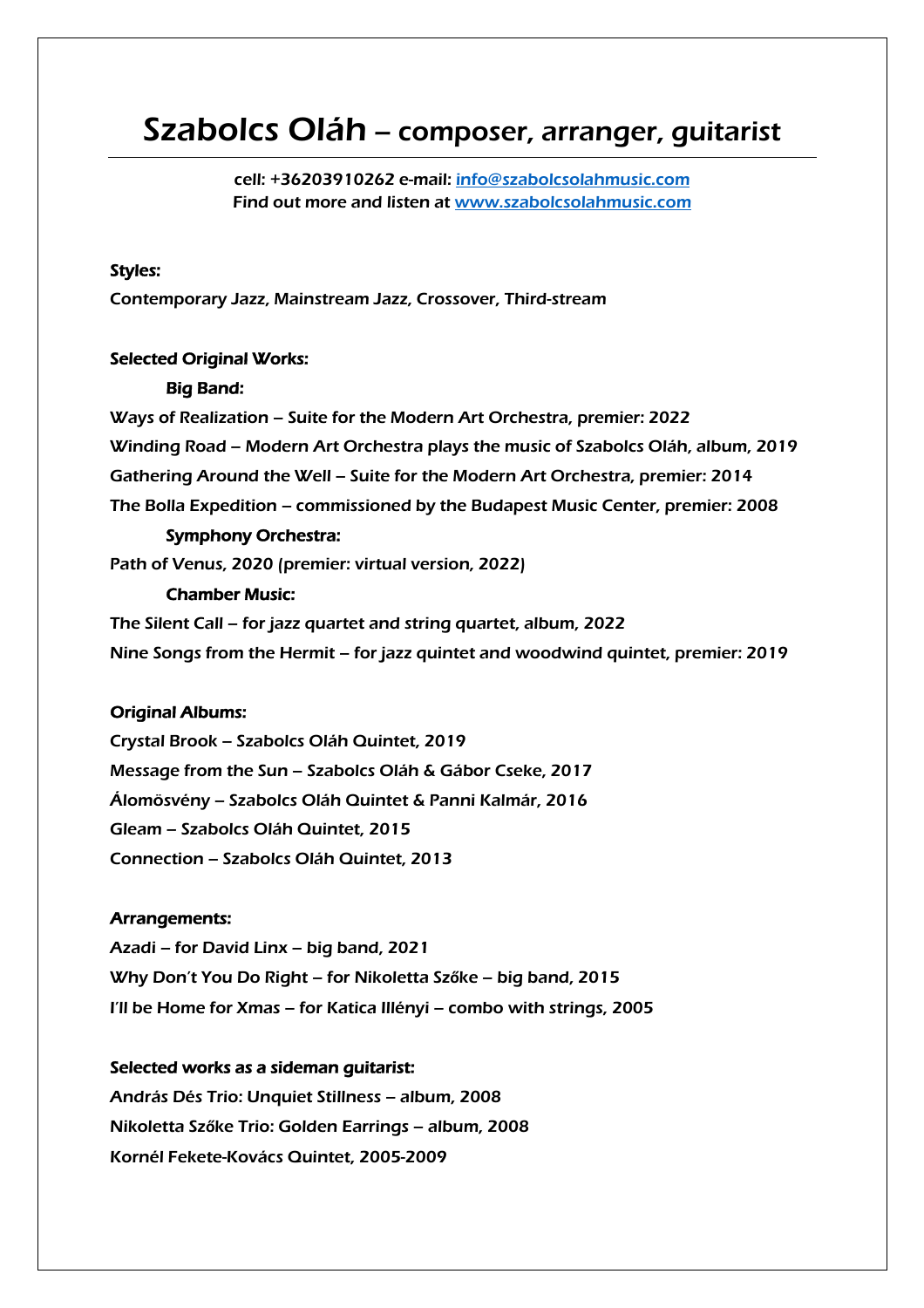# Szabolcs Oláh – composer, arranger, guitarist

cell: +36203910262 e-mail: [info@szabolcsolahmusic.com](mailto:info@szabolcsolahmusic.com)
Find out more and listen at [www.szabolcsolahmusic.com](http://www.szabolcsolahmusic.com)

**Styles:**

Contemporary Jazz, Mainstream Jazz, Crossover, Third-stream

**Selected Original Works:**

**Big Band:**

Ways of Realization – Suite for the Modern Art Orchestra, premier: 2022

Winding Road – Modern Art Orchestra plays the music of Szabolcs Oláh, album, 2019

Gathering Around the Well – Suite for the Modern Art Orchestra, premier: 2014

The Bolla Expedition – commissioned by the Budapest Music Center, premier: 2008

**Symphony Orchestra:**

Path of Venus, 2020 (premier: virtual version, 2022)

**Chamber Music:**

The Silent Call – for jazz quartet and string quartet, album, 2022

Nine Songs from the Hermit – for jazz quintet and woodwind quintet, premier: 2019

**Original Albums:**

Crystal Brook – Szabolcs Oláh Quintet, 2019

Message from the Sun – Szabolcs Oláh & Gábor Cseke, 2017

Álomösvény – Szabolcs Oláh Quintet & Panni Kalmár, 2016

Gleam – Szabolcs Oláh Quintet, 2015

Connection – Szabolcs Oláh Quintet, 2013

**Arrangements:**

Azadi – for David Linx – big band, 2021

Why Don't You Do Right – for Nikoletta Szőke – big band, 2015

I'll be Home for Xmas – for Katica Illényi – combo with strings, 2005

**Selected works as a sideman guitarist:**

András Dés Trio: Unquiet Stillness – album, 2008

Nikoletta Szőke Trio: Golden Earrings – album, 2008

Kornél Fekete-Kovács Quintet, 2005-2009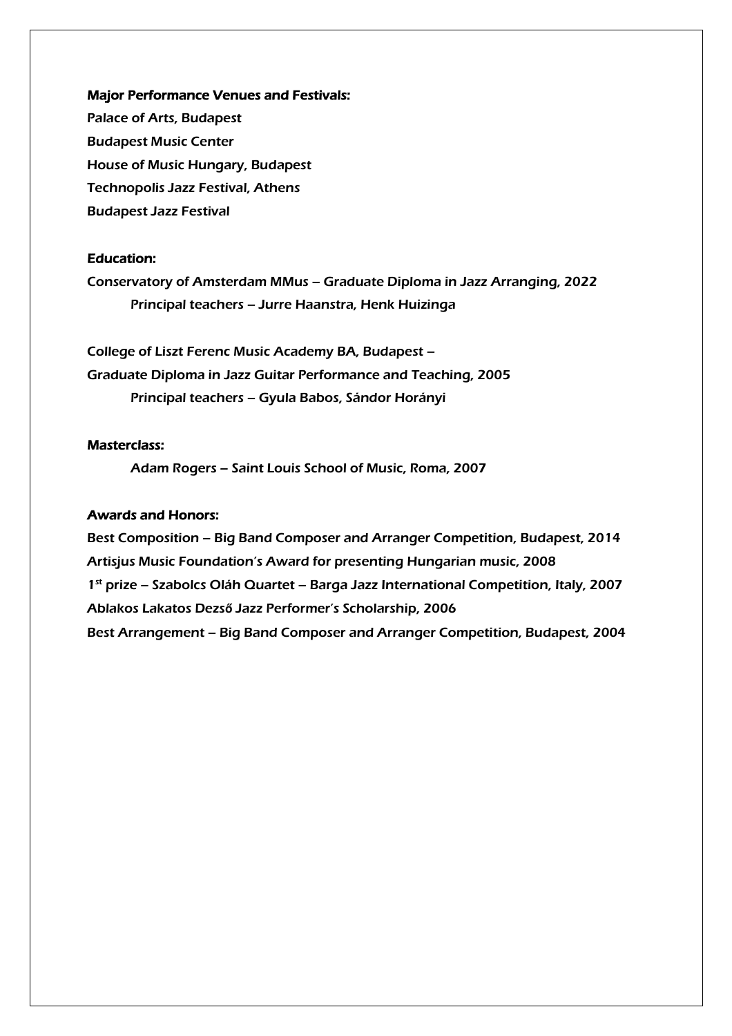**Major Performance Venues and Festivals:**

Palace of Arts, Budapest

Budapest Music Center

House of Music Hungary, Budapest

Technopolis Jazz Festival, Athens

Budapest Jazz Festival

**Education:**

Conservatory of Amsterdam MMus – Graduate Diploma in Jazz Arranging, 2022

Principal teachers – Jurre Haanstra, Henk Huizinga

College of Liszt Ferenc Music Academy BA, Budapest –
Graduate Diploma in Jazz Guitar Performance and Teaching, 2005

Principal teachers – Gyula Babos, Sándor Horányi

**Masterclass:**

Adam Rogers – Saint Louis School of Music, Roma, 2007

**Awards and Honors:**

Best Composition – Big Band Composer and Arranger Competition, Budapest, 2014

Artisjus Music Foundation's Award for presenting Hungarian music, 2008

1st prize – Szabolcs Oláh Quartet – Barga Jazz International Competition, Italy, 2007

Ablakos Lakatos Dezső Jazz Performer's Scholarship, 2006

Best Arrangement – Big Band Composer and Arranger Competition, Budapest, 2004